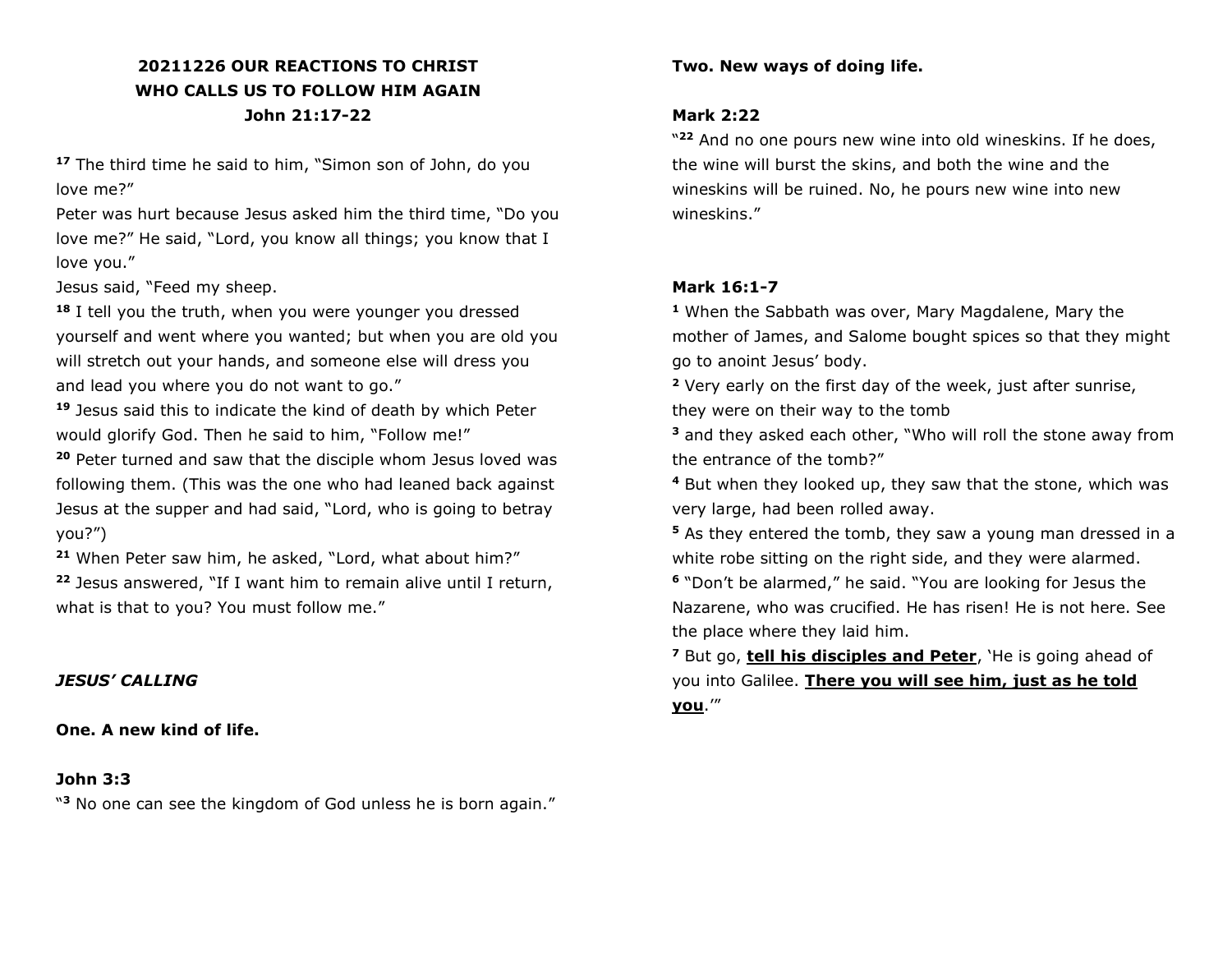# 20211226 OUR REACTIONS TO CHRIST WHO CALLS US TO FOLLOW HIM AGAIN

## John 21:17-22

[17] The third time he said to him, "Simon son of John, do you love me?"
Peter was hurt because Jesus asked him the third time, "Do you love me?" He said, "Lord, you know all things; you know that I love you."
Jesus said, "Feed my sheep.
[18] I tell you the truth, when you were younger you dressed yourself and went where you wanted; but when you are old you will stretch out your hands, and someone else will dress you and lead you where you do not want to go."
[19] Jesus said this to indicate the kind of death by which Peter would glorify God. Then he said to him, "Follow me!"
[20] Peter turned and saw that the disciple whom Jesus loved was following them. (This was the one who had leaned back against Jesus at the supper and had said, "Lord, who is going to betray you?")
[21] When Peter saw him, he asked, "Lord, what about him?"
[22] Jesus answered, "If I want him to remain alive until I return, what is that to you? You must follow me."

***JESUS' CALLING***

**One. A new kind of life.**

**John 3:3**

"[3] No one can see the kingdom of God unless he is born again."

**Two. New ways of doing life.**

**Mark 2:22**

"[22] And no one pours new wine into old wineskins. If he does, the wine will burst the skins, and both the wine and the wineskins will be ruined. No, he pours new wine into new wineskins."

**Mark 16:1-7**

[1] When the Sabbath was over, Mary Magdalene, Mary the mother of James, and Salome bought spices so that they might go to anoint Jesus' body.
[2] Very early on the first day of the week, just after sunrise, they were on their way to the tomb
[3] and they asked each other, "Who will roll the stone away from the entrance of the tomb?"
[4] But when they looked up, they saw that the stone, which was very large, had been rolled away.
[5] As they entered the tomb, they saw a young man dressed in a white robe sitting on the right side, and they were alarmed.
[6] "Don't be alarmed," he said. "You are looking for Jesus the Nazarene, who was crucified. He has risen! He is not here. See the place where they laid him.
[7] But go, <u>**tell his disciples and Peter**</u>, 'He is going ahead of you into Galilee. <u>**There you will see him, just as he told you**</u>.'"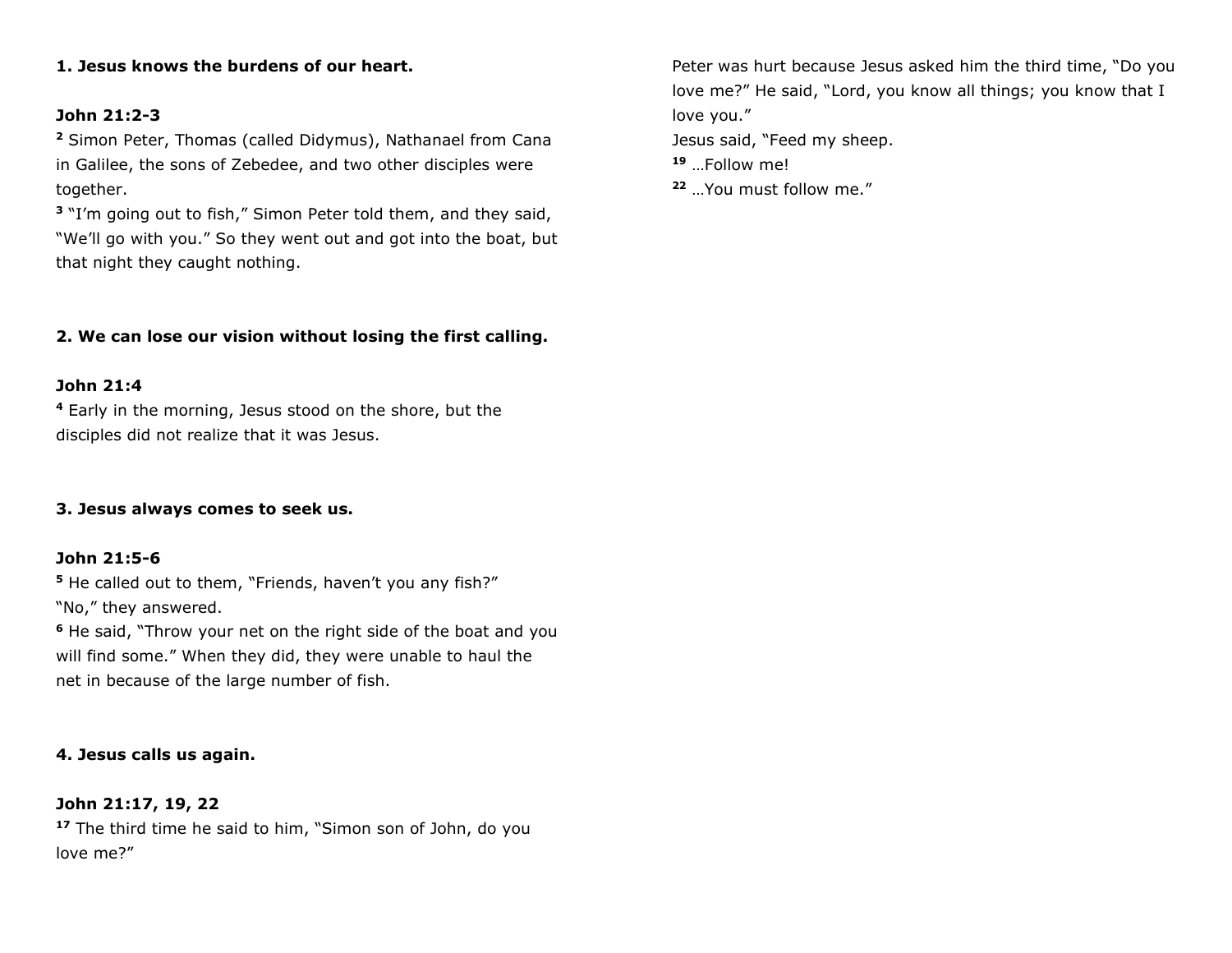**1. Jesus knows the burdens of our heart.**

**John 21:2-3**

2 Simon Peter, Thomas (called Didymus), Nathanael from Cana in Galilee, the sons of Zebedee, and two other disciples were together.

3 "I'm going out to fish," Simon Peter told them, and they said, "We'll go with you." So they went out and got into the boat, but that night they caught nothing.

**2. We can lose our vision without losing the first calling.**

**John 21:4**

4 Early in the morning, Jesus stood on the shore, but the disciples did not realize that it was Jesus.

**3. Jesus always comes to seek us.**

**John 21:5-6**

5 He called out to them, "Friends, haven't you any fish?"
"No," they answered.

6 He said, "Throw your net on the right side of the boat and you will find some." When they did, they were unable to haul the net in because of the large number of fish.

**4. Jesus calls us again.**

**John 21:17, 19, 22**

17 The third time he said to him, "Simon son of John, do you love me?"
Peter was hurt because Jesus asked him the third time, "Do you love me?" He said, "Lord, you know all things; you know that I love you."
Jesus said, "Feed my sheep.

19 …Follow me!

22 …You must follow me."